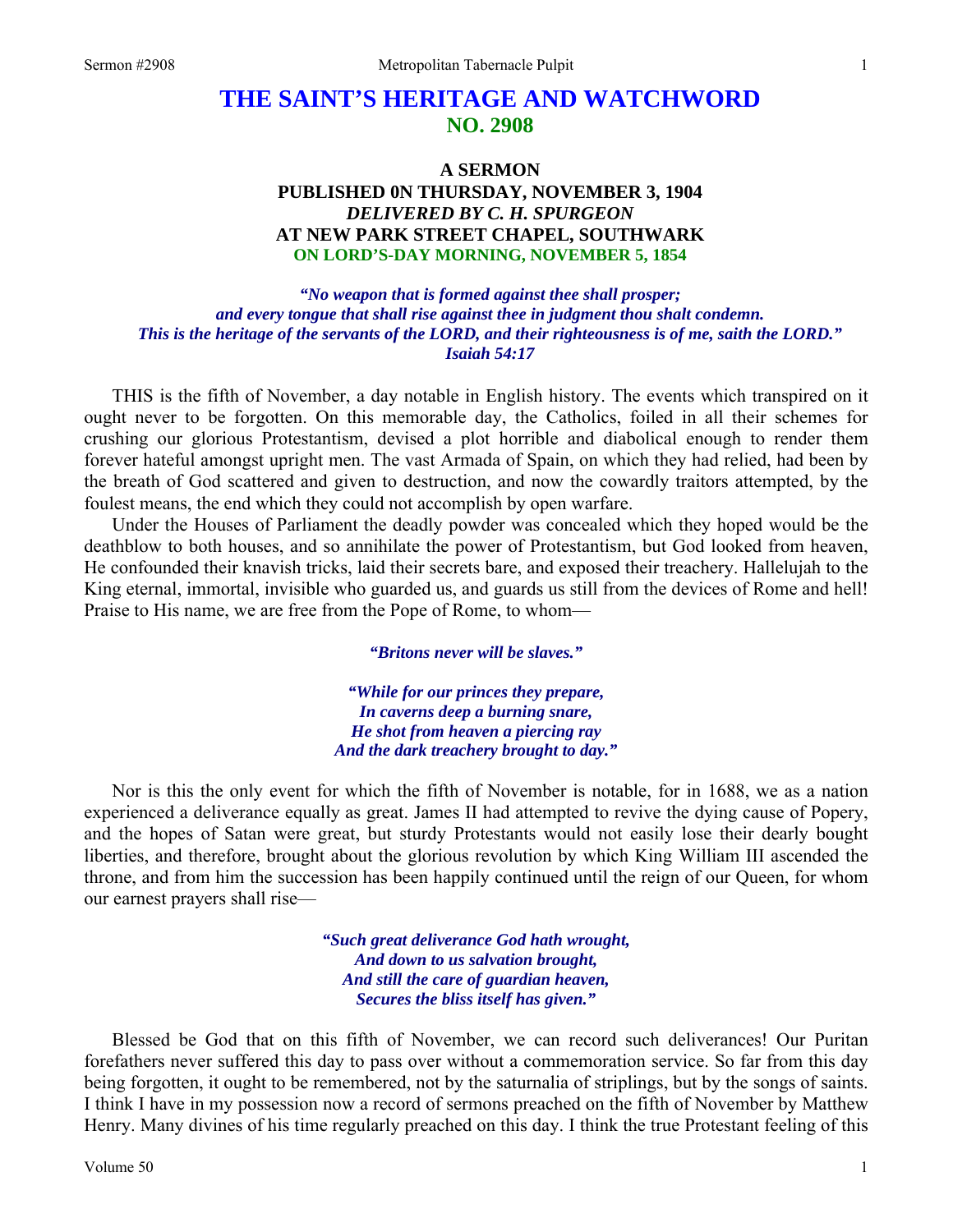# THE SAINT'S HERITAGE AND WATCHWORD
## NO. 2908

### A SERMON
### PUBLISHED 0N THURSDAY, NOVEMBER 3, 1904
### *DELIVERED BY C. H. SPURGEON*
### AT NEW PARK STREET CHAPEL, SOUTHWARK
### ON LORD'S-DAY MORNING, NOVEMBER 5, 1854

*"No weapon that is formed against thee shall prosper;*
*and every tongue that shall rise against thee in judgment thou shalt condemn.*
*This is the heritage of the servants of the LORD, and their righteousness is of me, saith the LORD."*
*Isaiah 54:17*

THIS is the fifth of November, a day notable in English history. The events which transpired on it ought never to be forgotten. On this memorable day, the Catholics, foiled in all their schemes for crushing our glorious Protestantism, devised a plot horrible and diabolical enough to render them forever hateful amongst upright men. The vast Armada of Spain, on which they had relied, had been by the breath of God scattered and given to destruction, and now the cowardly traitors attempted, by the foulest means, the end which they could not accomplish by open warfare.

Under the Houses of Parliament the deadly powder was concealed which they hoped would be the deathblow to both houses, and so annihilate the power of Protestantism, but God looked from heaven, He confounded their knavish tricks, laid their secrets bare, and exposed their treachery. Hallelujah to the King eternal, immortal, invisible who guarded us, and guards us still from the devices of Rome and hell! Praise to His name, we are free from the Pope of Rome, to whom—

*"Britons never will be slaves."*

*"While for our princes they prepare,*
*In caverns deep a burning snare,*
*He shot from heaven a piercing ray*
*And the dark treachery brought to day."*

Nor is this the only event for which the fifth of November is notable, for in 1688, we as a nation experienced a deliverance equally as great. James II had attempted to revive the dying cause of Popery, and the hopes of Satan were great, but sturdy Protestants would not easily lose their dearly bought liberties, and therefore, brought about the glorious revolution by which King William III ascended the throne, and from him the succession has been happily continued until the reign of our Queen, for whom our earnest prayers shall rise—

*"Such great deliverance God hath wrought,*
*And down to us salvation brought,*
*And still the care of guardian heaven,*
*Secures the bliss itself has given."*

Blessed be God that on this fifth of November, we can record such deliverances! Our Puritan forefathers never suffered this day to pass over without a commemoration service. So far from this day being forgotten, it ought to be remembered, not by the saturnalia of striplings, but by the songs of saints. I think I have in my possession now a record of sermons preached on the fifth of November by Matthew Henry. Many divines of his time regularly preached on this day. I think the true Protestant feeling of this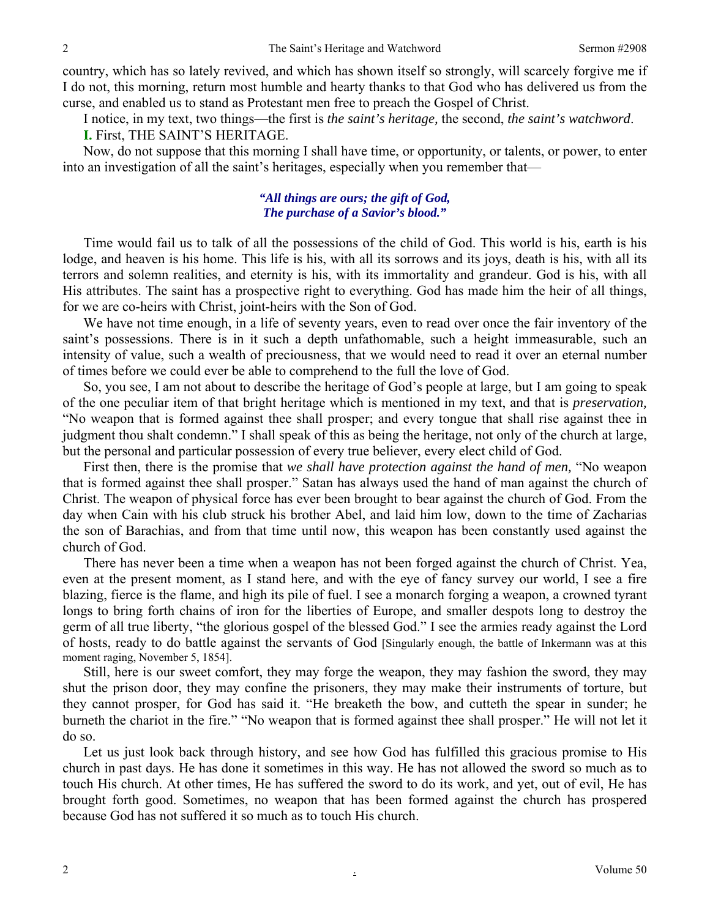country, which has so lately revived, and which has shown itself so strongly, will scarcely forgive me if I do not, this morning, return most humble and hearty thanks to that God who has delivered us from the curse, and enabled us to stand as Protestant men free to preach the Gospel of Christ.

I notice, in my text, two things—the first is *the saint's heritage,* the second, *the saint's watchword*.

**I.** First, THE SAINT'S HERITAGE.

Now, do not suppose that this morning I shall have time, or opportunity, or talents, or power, to enter into an investigation of all the saint's heritages, especially when you remember that—

> ***"All things are ours; the gift of God,***
> ***The purchase of a Savior's blood."***

Time would fail us to talk of all the possessions of the child of God. This world is his, earth is his lodge, and heaven is his home. This life is his, with all its sorrows and its joys, death is his, with all its terrors and solemn realities, and eternity is his, with its immortality and grandeur. God is his, with all His attributes. The saint has a prospective right to everything. God has made him the heir of all things, for we are co-heirs with Christ, joint-heirs with the Son of God.

We have not time enough, in a life of seventy years, even to read over once the fair inventory of the saint's possessions. There is in it such a depth unfathomable, such a height immeasurable, such an intensity of value, such a wealth of preciousness, that we would need to read it over an eternal number of times before we could ever be able to comprehend to the full the love of God.

So, you see, I am not about to describe the heritage of God's people at large, but I am going to speak of the one peculiar item of that bright heritage which is mentioned in my text, and that is *preservation,* "No weapon that is formed against thee shall prosper; and every tongue that shall rise against thee in judgment thou shalt condemn." I shall speak of this as being the heritage, not only of the church at large, but the personal and particular possession of every true believer, every elect child of God.

First then, there is the promise that *we shall have protection against the hand of men,* "No weapon that is formed against thee shall prosper." Satan has always used the hand of man against the church of Christ. The weapon of physical force has ever been brought to bear against the church of God. From the day when Cain with his club struck his brother Abel, and laid him low, down to the time of Zacharias the son of Barachias, and from that time until now, this weapon has been constantly used against the church of God.

There has never been a time when a weapon has not been forged against the church of Christ. Yea, even at the present moment, as I stand here, and with the eye of fancy survey our world, I see a fire blazing, fierce is the flame, and high its pile of fuel. I see a monarch forging a weapon, a crowned tyrant longs to bring forth chains of iron for the liberties of Europe, and smaller despots long to destroy the germ of all true liberty, "the glorious gospel of the blessed God." I see the armies ready against the Lord of hosts, ready to do battle against the servants of God [Singularly enough, the battle of Inkermann was at this moment raging, November 5, 1854].

Still, here is our sweet comfort, they may forge the weapon, they may fashion the sword, they may shut the prison door, they may confine the prisoners, they may make their instruments of torture, but they cannot prosper, for God has said it. "He breaketh the bow, and cutteth the spear in sunder; he burneth the chariot in the fire." "No weapon that is formed against thee shall prosper." He will not let it do so.

Let us just look back through history, and see how God has fulfilled this gracious promise to His church in past days. He has done it sometimes in this way. He has not allowed the sword so much as to touch His church. At other times, He has suffered the sword to do its work, and yet, out of evil, He has brought forth good. Sometimes, no weapon that has been formed against the church has prospered because God has not suffered it so much as to touch His church.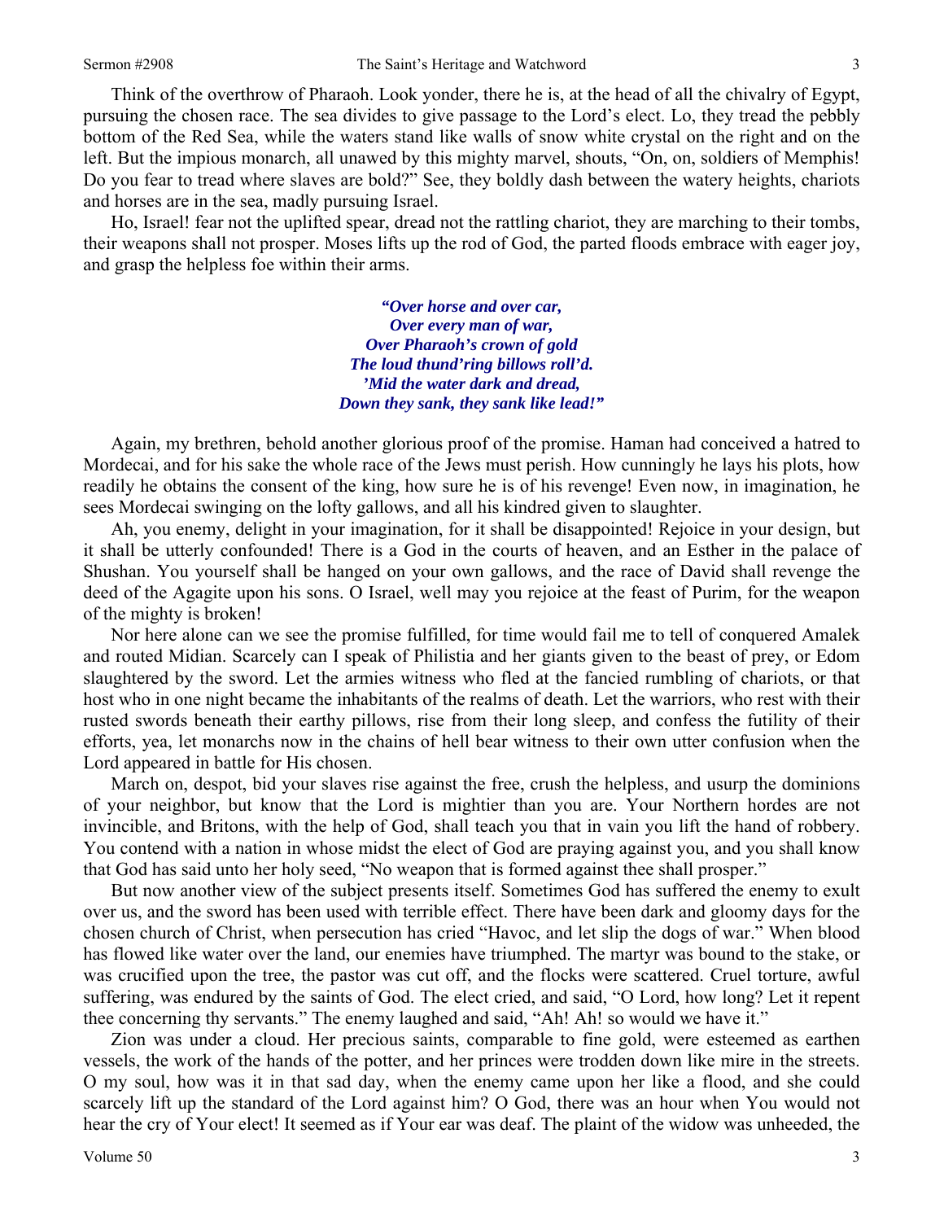Think of the overthrow of Pharaoh. Look yonder, there he is, at the head of all the chivalry of Egypt, pursuing the chosen race. The sea divides to give passage to the Lord's elect. Lo, they tread the pebbly bottom of the Red Sea, while the waters stand like walls of snow white crystal on the right and on the left. But the impious monarch, all unawed by this mighty marvel, shouts, "On, on, soldiers of Memphis! Do you fear to tread where slaves are bold?" See, they boldly dash between the watery heights, chariots and horses are in the sea, madly pursuing Israel.

Ho, Israel! fear not the uplifted spear, dread not the rattling chariot, they are marching to their tombs, their weapons shall not prosper. Moses lifts up the rod of God, the parted floods embrace with eager joy, and grasp the helpless foe within their arms.

> ***"Over horse and over car,***
> ***Over every man of war,***
> ***Over Pharaoh's crown of gold***
> ***The loud thund'ring billows roll'd.***
> ***'Mid the water dark and dread,***
> ***Down they sank, they sank like lead!"***

Again, my brethren, behold another glorious proof of the promise. Haman had conceived a hatred to Mordecai, and for his sake the whole race of the Jews must perish. How cunningly he lays his plots, how readily he obtains the consent of the king, how sure he is of his revenge! Even now, in imagination, he sees Mordecai swinging on the lofty gallows, and all his kindred given to slaughter.

Ah, you enemy, delight in your imagination, for it shall be disappointed! Rejoice in your design, but it shall be utterly confounded! There is a God in the courts of heaven, and an Esther in the palace of Shushan. You yourself shall be hanged on your own gallows, and the race of David shall revenge the deed of the Agagite upon his sons. O Israel, well may you rejoice at the feast of Purim, for the weapon of the mighty is broken!

Nor here alone can we see the promise fulfilled, for time would fail me to tell of conquered Amalek and routed Midian. Scarcely can I speak of Philistia and her giants given to the beast of prey, or Edom slaughtered by the sword. Let the armies witness who fled at the fancied rumbling of chariots, or that host who in one night became the inhabitants of the realms of death. Let the warriors, who rest with their rusted swords beneath their earthy pillows, rise from their long sleep, and confess the futility of their efforts, yea, let monarchs now in the chains of hell bear witness to their own utter confusion when the Lord appeared in battle for His chosen.

March on, despot, bid your slaves rise against the free, crush the helpless, and usurp the dominions of your neighbor, but know that the Lord is mightier than you are. Your Northern hordes are not invincible, and Britons, with the help of God, shall teach you that in vain you lift the hand of robbery. You contend with a nation in whose midst the elect of God are praying against you, and you shall know that God has said unto her holy seed, "No weapon that is formed against thee shall prosper."

But now another view of the subject presents itself. Sometimes God has suffered the enemy to exult over us, and the sword has been used with terrible effect. There have been dark and gloomy days for the chosen church of Christ, when persecution has cried "Havoc, and let slip the dogs of war." When blood has flowed like water over the land, our enemies have triumphed. The martyr was bound to the stake, or was crucified upon the tree, the pastor was cut off, and the flocks were scattered. Cruel torture, awful suffering, was endured by the saints of God. The elect cried, and said, "O Lord, how long? Let it repent thee concerning thy servants." The enemy laughed and said, "Ah! Ah! so would we have it."

Zion was under a cloud. Her precious saints, comparable to fine gold, were esteemed as earthen vessels, the work of the hands of the potter, and her princes were trodden down like mire in the streets. O my soul, how was it in that sad day, when the enemy came upon her like a flood, and she could scarcely lift up the standard of the Lord against him? O God, there was an hour when You would not hear the cry of Your elect! It seemed as if Your ear was deaf. The plaint of the widow was unheeded, the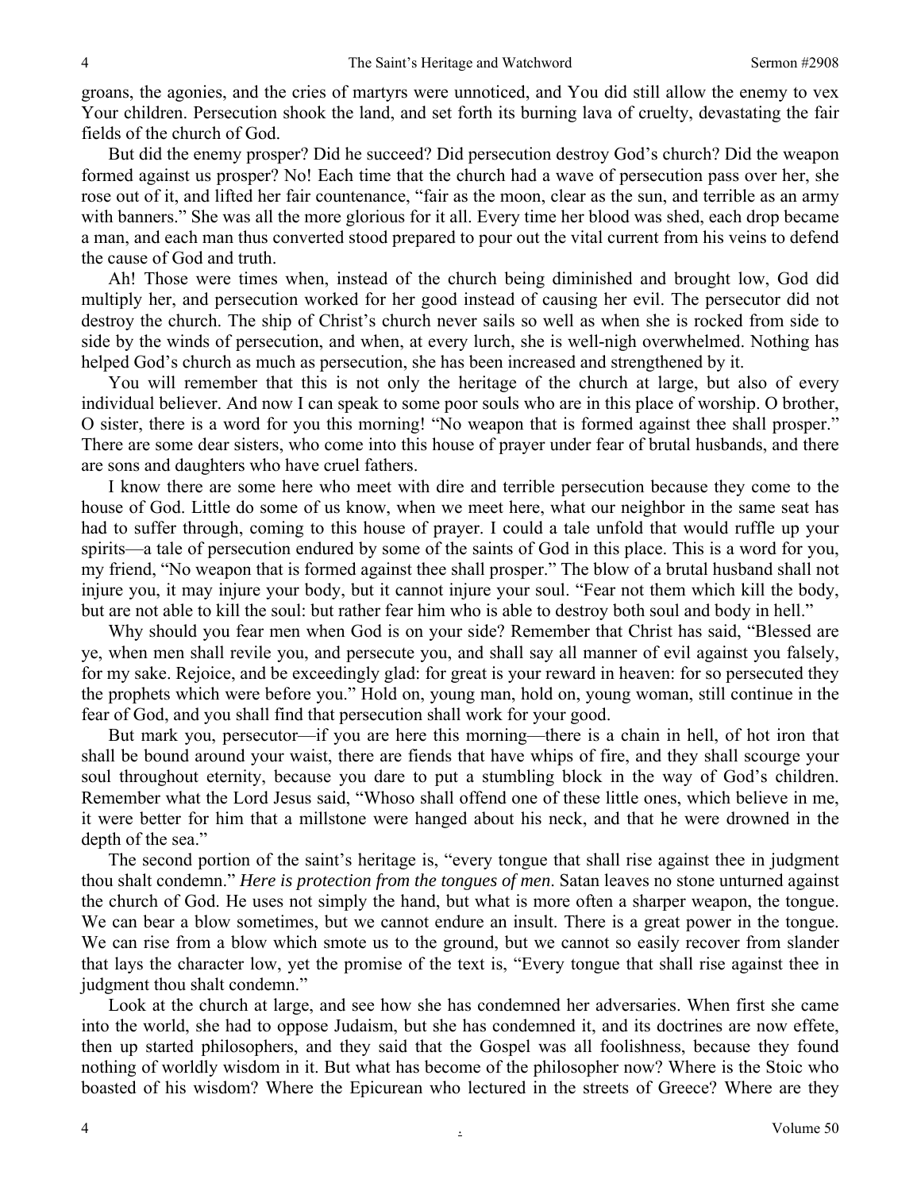groans, the agonies, and the cries of martyrs were unnoticed, and You did still allow the enemy to vex Your children. Persecution shook the land, and set forth its burning lava of cruelty, devastating the fair fields of the church of God.

But did the enemy prosper? Did he succeed? Did persecution destroy God's church? Did the weapon formed against us prosper? No! Each time that the church had a wave of persecution pass over her, she rose out of it, and lifted her fair countenance, "fair as the moon, clear as the sun, and terrible as an army with banners." She was all the more glorious for it all. Every time her blood was shed, each drop became a man, and each man thus converted stood prepared to pour out the vital current from his veins to defend the cause of God and truth.

Ah! Those were times when, instead of the church being diminished and brought low, God did multiply her, and persecution worked for her good instead of causing her evil. The persecutor did not destroy the church. The ship of Christ's church never sails so well as when she is rocked from side to side by the winds of persecution, and when, at every lurch, she is well-nigh overwhelmed. Nothing has helped God's church as much as persecution, she has been increased and strengthened by it.

You will remember that this is not only the heritage of the church at large, but also of every individual believer. And now I can speak to some poor souls who are in this place of worship. O brother, O sister, there is a word for you this morning! "No weapon that is formed against thee shall prosper." There are some dear sisters, who come into this house of prayer under fear of brutal husbands, and there are sons and daughters who have cruel fathers.

I know there are some here who meet with dire and terrible persecution because they come to the house of God. Little do some of us know, when we meet here, what our neighbor in the same seat has had to suffer through, coming to this house of prayer. I could a tale unfold that would ruffle up your spirits—a tale of persecution endured by some of the saints of God in this place. This is a word for you, my friend, "No weapon that is formed against thee shall prosper." The blow of a brutal husband shall not injure you, it may injure your body, but it cannot injure your soul. "Fear not them which kill the body, but are not able to kill the soul: but rather fear him who is able to destroy both soul and body in hell."

Why should you fear men when God is on your side? Remember that Christ has said, "Blessed are ye, when men shall revile you, and persecute you, and shall say all manner of evil against you falsely, for my sake. Rejoice, and be exceedingly glad: for great is your reward in heaven: for so persecuted they the prophets which were before you." Hold on, young man, hold on, young woman, still continue in the fear of God, and you shall find that persecution shall work for your good.

But mark you, persecutor—if you are here this morning—there is a chain in hell, of hot iron that shall be bound around your waist, there are fiends that have whips of fire, and they shall scourge your soul throughout eternity, because you dare to put a stumbling block in the way of God's children. Remember what the Lord Jesus said, "Whoso shall offend one of these little ones, which believe in me, it were better for him that a millstone were hanged about his neck, and that he were drowned in the depth of the sea."

The second portion of the saint's heritage is, "every tongue that shall rise against thee in judgment thou shalt condemn." *Here is protection from the tongues of men*. Satan leaves no stone unturned against the church of God. He uses not simply the hand, but what is more often a sharper weapon, the tongue. We can bear a blow sometimes, but we cannot endure an insult. There is a great power in the tongue. We can rise from a blow which smote us to the ground, but we cannot so easily recover from slander that lays the character low, yet the promise of the text is, "Every tongue that shall rise against thee in judgment thou shalt condemn."

Look at the church at large, and see how she has condemned her adversaries. When first she came into the world, she had to oppose Judaism, but she has condemned it, and its doctrines are now effete, then up started philosophers, and they said that the Gospel was all foolishness, because they found nothing of worldly wisdom in it. But what has become of the philosopher now? Where is the Stoic who boasted of his wisdom? Where the Epicurean who lectured in the streets of Greece? Where are they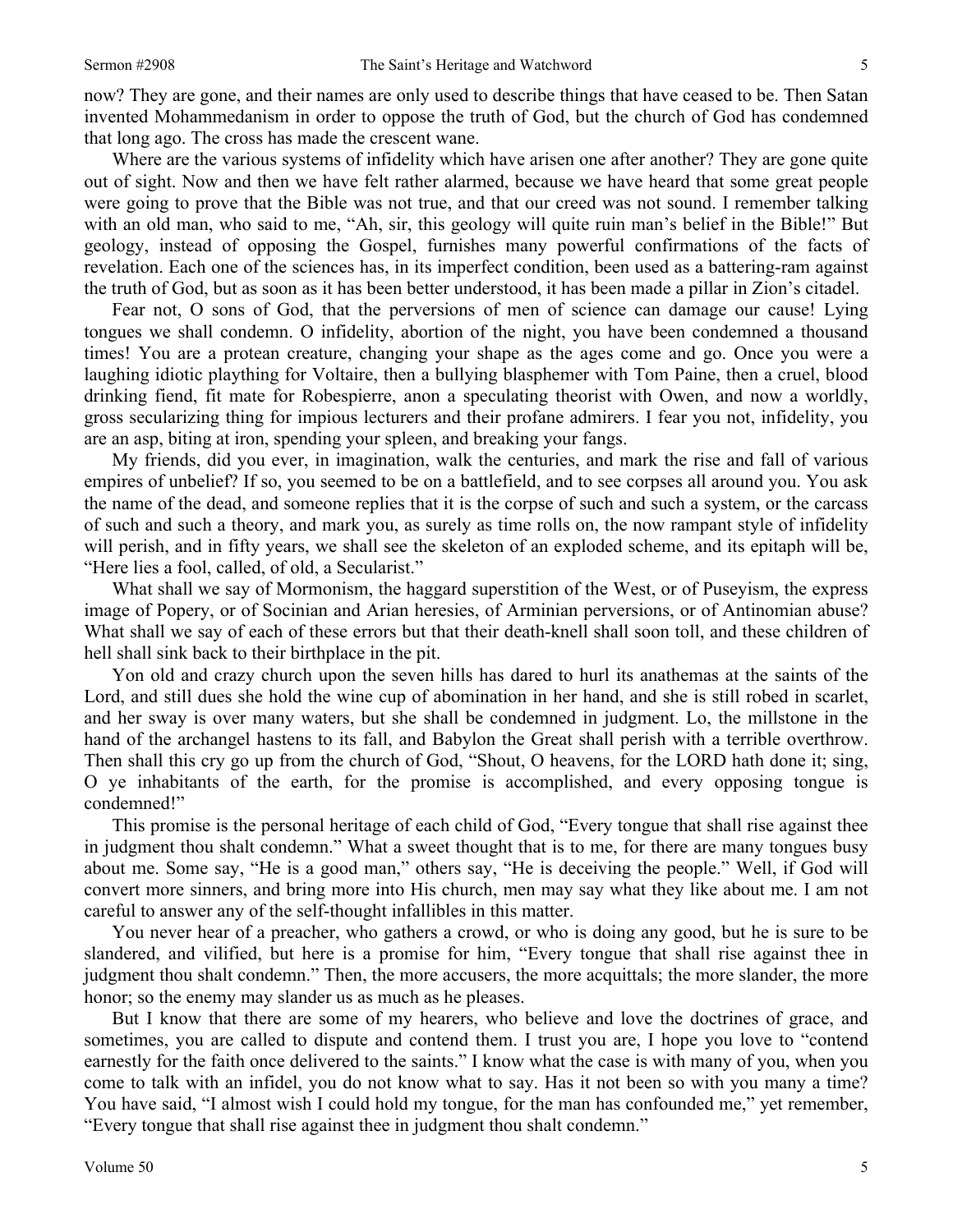now? They are gone, and their names are only used to describe things that have ceased to be. Then Satan invented Mohammedanism in order to oppose the truth of God, but the church of God has condemned that long ago. The cross has made the crescent wane.

Where are the various systems of infidelity which have arisen one after another? They are gone quite out of sight. Now and then we have felt rather alarmed, because we have heard that some great people were going to prove that the Bible was not true, and that our creed was not sound. I remember talking with an old man, who said to me, "Ah, sir, this geology will quite ruin man's belief in the Bible!" But geology, instead of opposing the Gospel, furnishes many powerful confirmations of the facts of revelation. Each one of the sciences has, in its imperfect condition, been used as a battering-ram against the truth of God, but as soon as it has been better understood, it has been made a pillar in Zion's citadel.

Fear not, O sons of God, that the perversions of men of science can damage our cause! Lying tongues we shall condemn. O infidelity, abortion of the night, you have been condemned a thousand times! You are a protean creature, changing your shape as the ages come and go. Once you were a laughing idiotic plaything for Voltaire, then a bullying blasphemer with Tom Paine, then a cruel, blood drinking fiend, fit mate for Robespierre, anon a speculating theorist with Owen, and now a worldly, gross secularizing thing for impious lecturers and their profane admirers. I fear you not, infidelity, you are an asp, biting at iron, spending your spleen, and breaking your fangs.

My friends, did you ever, in imagination, walk the centuries, and mark the rise and fall of various empires of unbelief? If so, you seemed to be on a battlefield, and to see corpses all around you. You ask the name of the dead, and someone replies that it is the corpse of such and such a system, or the carcass of such and such a theory, and mark you, as surely as time rolls on, the now rampant style of infidelity will perish, and in fifty years, we shall see the skeleton of an exploded scheme, and its epitaph will be, "Here lies a fool, called, of old, a Secularist."

What shall we say of Mormonism, the haggard superstition of the West, or of Puseyism, the express image of Popery, or of Socinian and Arian heresies, of Arminian perversions, or of Antinomian abuse? What shall we say of each of these errors but that their death-knell shall soon toll, and these children of hell shall sink back to their birthplace in the pit.

Yon old and crazy church upon the seven hills has dared to hurl its anathemas at the saints of the Lord, and still dues she hold the wine cup of abomination in her hand, and she is still robed in scarlet, and her sway is over many waters, but she shall be condemned in judgment. Lo, the millstone in the hand of the archangel hastens to its fall, and Babylon the Great shall perish with a terrible overthrow. Then shall this cry go up from the church of God, "Shout, O heavens, for the LORD hath done it; sing, O ye inhabitants of the earth, for the promise is accomplished, and every opposing tongue is condemned!"

This promise is the personal heritage of each child of God, "Every tongue that shall rise against thee in judgment thou shalt condemn." What a sweet thought that is to me, for there are many tongues busy about me. Some say, "He is a good man," others say, "He is deceiving the people." Well, if God will convert more sinners, and bring more into His church, men may say what they like about me. I am not careful to answer any of the self-thought infallibles in this matter.

You never hear of a preacher, who gathers a crowd, or who is doing any good, but he is sure to be slandered, and vilified, but here is a promise for him, "Every tongue that shall rise against thee in judgment thou shalt condemn." Then, the more accusers, the more acquittals; the more slander, the more honor; so the enemy may slander us as much as he pleases.

But I know that there are some of my hearers, who believe and love the doctrines of grace, and sometimes, you are called to dispute and contend them. I trust you are, I hope you love to "contend earnestly for the faith once delivered to the saints." I know what the case is with many of you, when you come to talk with an infidel, you do not know what to say. Has it not been so with you many a time? You have said, "I almost wish I could hold my tongue, for the man has confounded me," yet remember, "Every tongue that shall rise against thee in judgment thou shalt condemn."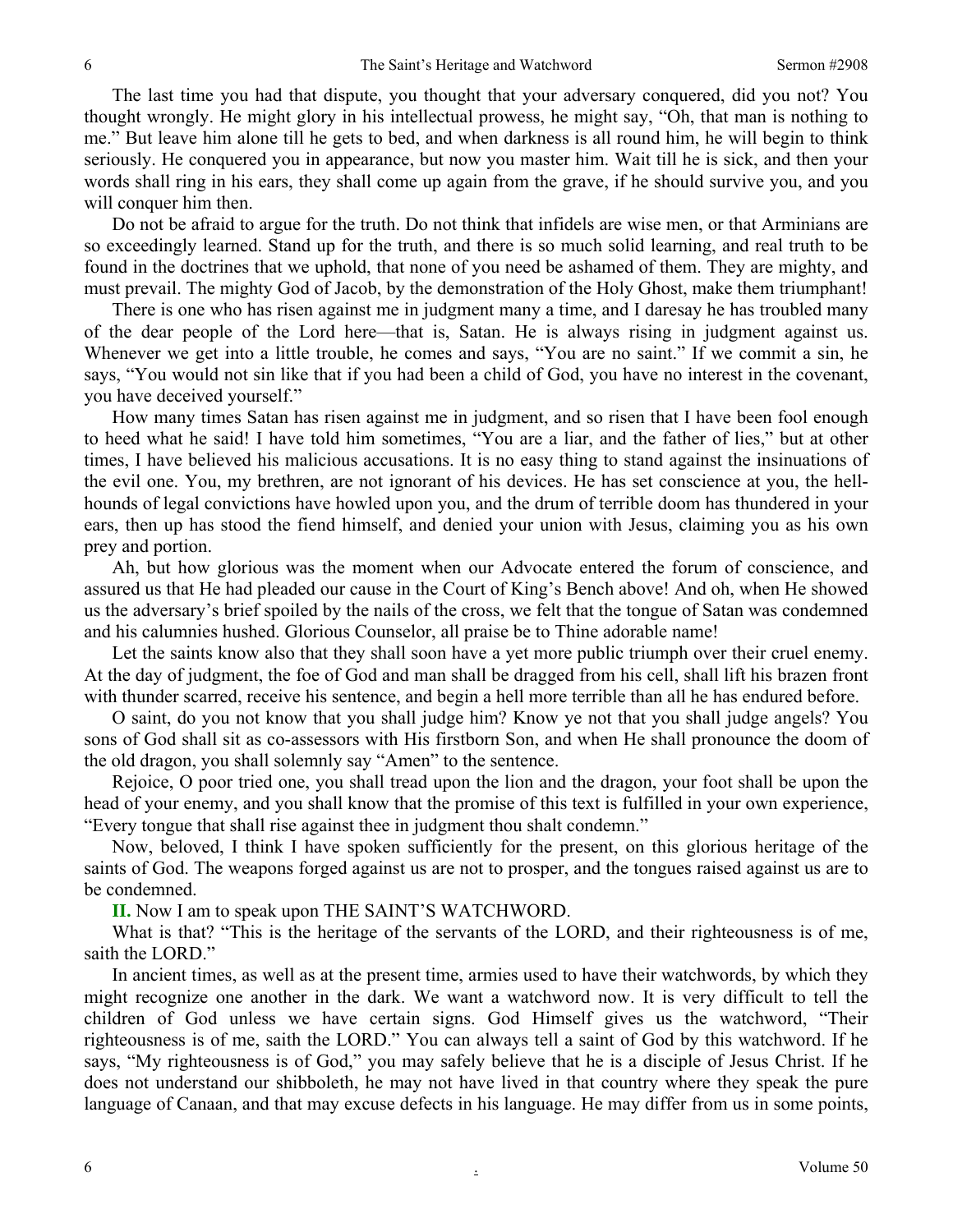The last time you had that dispute, you thought that your adversary conquered, did you not? You thought wrongly. He might glory in his intellectual prowess, he might say, "Oh, that man is nothing to me." But leave him alone till he gets to bed, and when darkness is all round him, he will begin to think seriously. He conquered you in appearance, but now you master him. Wait till he is sick, and then your words shall ring in his ears, they shall come up again from the grave, if he should survive you, and you will conquer him then.

Do not be afraid to argue for the truth. Do not think that infidels are wise men, or that Arminians are so exceedingly learned. Stand up for the truth, and there is so much solid learning, and real truth to be found in the doctrines that we uphold, that none of you need be ashamed of them. They are mighty, and must prevail. The mighty God of Jacob, by the demonstration of the Holy Ghost, make them triumphant!

There is one who has risen against me in judgment many a time, and I daresay he has troubled many of the dear people of the Lord here—that is, Satan. He is always rising in judgment against us. Whenever we get into a little trouble, he comes and says, "You are no saint." If we commit a sin, he says, "You would not sin like that if you had been a child of God, you have no interest in the covenant, you have deceived yourself."

How many times Satan has risen against me in judgment, and so risen that I have been fool enough to heed what he said! I have told him sometimes, "You are a liar, and the father of lies," but at other times, I have believed his malicious accusations. It is no easy thing to stand against the insinuations of the evil one. You, my brethren, are not ignorant of his devices. He has set conscience at you, the hell-hounds of legal convictions have howled upon you, and the drum of terrible doom has thundered in your ears, then up has stood the fiend himself, and denied your union with Jesus, claiming you as his own prey and portion.

Ah, but how glorious was the moment when our Advocate entered the forum of conscience, and assured us that He had pleaded our cause in the Court of King's Bench above! And oh, when He showed us the adversary's brief spoiled by the nails of the cross, we felt that the tongue of Satan was condemned and his calumnies hushed. Glorious Counselor, all praise be to Thine adorable name!

Let the saints know also that they shall soon have a yet more public triumph over their cruel enemy. At the day of judgment, the foe of God and man shall be dragged from his cell, shall lift his brazen front with thunder scarred, receive his sentence, and begin a hell more terrible than all he has endured before.

O saint, do you not know that you shall judge him? Know ye not that you shall judge angels? You sons of God shall sit as co-assessors with His firstborn Son, and when He shall pronounce the doom of the old dragon, you shall solemnly say "Amen" to the sentence.

Rejoice, O poor tried one, you shall tread upon the lion and the dragon, your foot shall be upon the head of your enemy, and you shall know that the promise of this text is fulfilled in your own experience, "Every tongue that shall rise against thee in judgment thou shalt condemn."

Now, beloved, I think I have spoken sufficiently for the present, on this glorious heritage of the saints of God. The weapons forged against us are not to prosper, and the tongues raised against us are to be condemned.

**II.** Now I am to speak upon THE SAINT'S WATCHWORD.

What is that? "This is the heritage of the servants of the LORD, and their righteousness is of me, saith the LORD."

In ancient times, as well as at the present time, armies used to have their watchwords, by which they might recognize one another in the dark. We want a watchword now. It is very difficult to tell the children of God unless we have certain signs. God Himself gives us the watchword, "Their righteousness is of me, saith the LORD." You can always tell a saint of God by this watchword. If he says, "My righteousness is of God," you may safely believe that he is a disciple of Jesus Christ. If he does not understand our shibboleth, he may not have lived in that country where they speak the pure language of Canaan, and that may excuse defects in his language. He may differ from us in some points,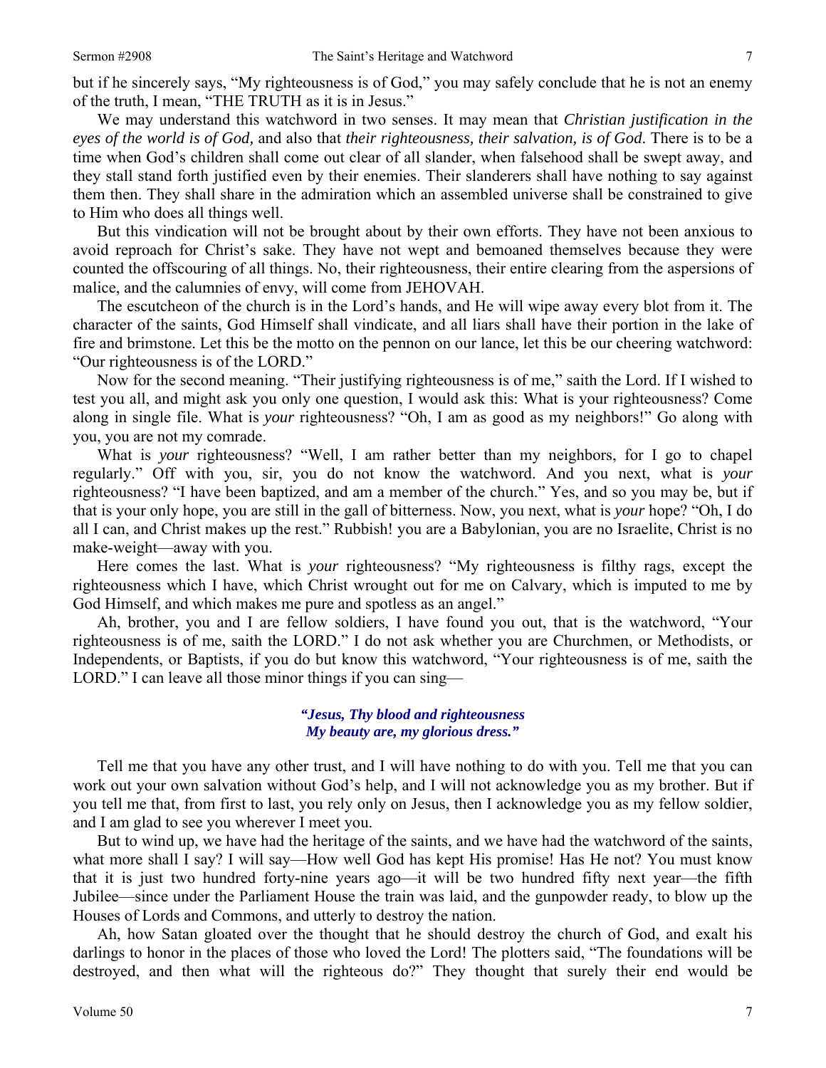but if he sincerely says, "My righteousness is of God," you may safely conclude that he is not an enemy of the truth, I mean, "THE TRUTH as it is in Jesus."

We may understand this watchword in two senses. It may mean that *Christian justification in the eyes of the world is of God,* and also that *their righteousness, their salvation, is of God*. There is to be a time when God's children shall come out clear of all slander, when falsehood shall be swept away, and they stall stand forth justified even by their enemies. Their slanderers shall have nothing to say against them then. They shall share in the admiration which an assembled universe shall be constrained to give to Him who does all things well.

But this vindication will not be brought about by their own efforts. They have not been anxious to avoid reproach for Christ's sake. They have not wept and bemoaned themselves because they were counted the offscouring of all things. No, their righteousness, their entire clearing from the aspersions of malice, and the calumnies of envy, will come from JEHOVAH.

The escutcheon of the church is in the Lord's hands, and He will wipe away every blot from it. The character of the saints, God Himself shall vindicate, and all liars shall have their portion in the lake of fire and brimstone. Let this be the motto on the pennon on our lance, let this be our cheering watchword: "Our righteousness is of the LORD."

Now for the second meaning. "Their justifying righteousness is of me," saith the Lord. If I wished to test you all, and might ask you only one question, I would ask this: What is your righteousness? Come along in single file. What is *your* righteousness? "Oh, I am as good as my neighbors!" Go along with you, you are not my comrade.

What is *your* righteousness? "Well, I am rather better than my neighbors, for I go to chapel regularly." Off with you, sir, you do not know the watchword. And you next, what is *your* righteousness? "I have been baptized, and am a member of the church." Yes, and so you may be, but if that is your only hope, you are still in the gall of bitterness. Now, you next, what is *your* hope? "Oh, I do all I can, and Christ makes up the rest." Rubbish! you are a Babylonian, you are no Israelite, Christ is no make-weight—away with you.

Here comes the last. What is *your* righteousness? "My righteousness is filthy rags, except the righteousness which I have, which Christ wrought out for me on Calvary, which is imputed to me by God Himself, and which makes me pure and spotless as an angel."

Ah, brother, you and I are fellow soldiers, I have found you out, that is the watchword, "Your righteousness is of me, saith the LORD." I do not ask whether you are Churchmen, or Methodists, or Independents, or Baptists, if you do but know this watchword, "Your righteousness is of me, saith the LORD." I can leave all those minor things if you can sing—

> ***"Jesus, Thy blood and righteousness***
> ***My beauty are, my glorious dress."***

Tell me that you have any other trust, and I will have nothing to do with you. Tell me that you can work out your own salvation without God's help, and I will not acknowledge you as my brother. But if you tell me that, from first to last, you rely only on Jesus, then I acknowledge you as my fellow soldier, and I am glad to see you wherever I meet you.

But to wind up, we have had the heritage of the saints, and we have had the watchword of the saints, what more shall I say? I will say—How well God has kept His promise! Has He not? You must know that it is just two hundred forty-nine years ago—it will be two hundred fifty next year—the fifth Jubilee—since under the Parliament House the train was laid, and the gunpowder ready, to blow up the Houses of Lords and Commons, and utterly to destroy the nation.

Ah, how Satan gloated over the thought that he should destroy the church of God, and exalt his darlings to honor in the places of those who loved the Lord! The plotters said, "The foundations will be destroyed, and then what will the righteous do?" They thought that surely their end would be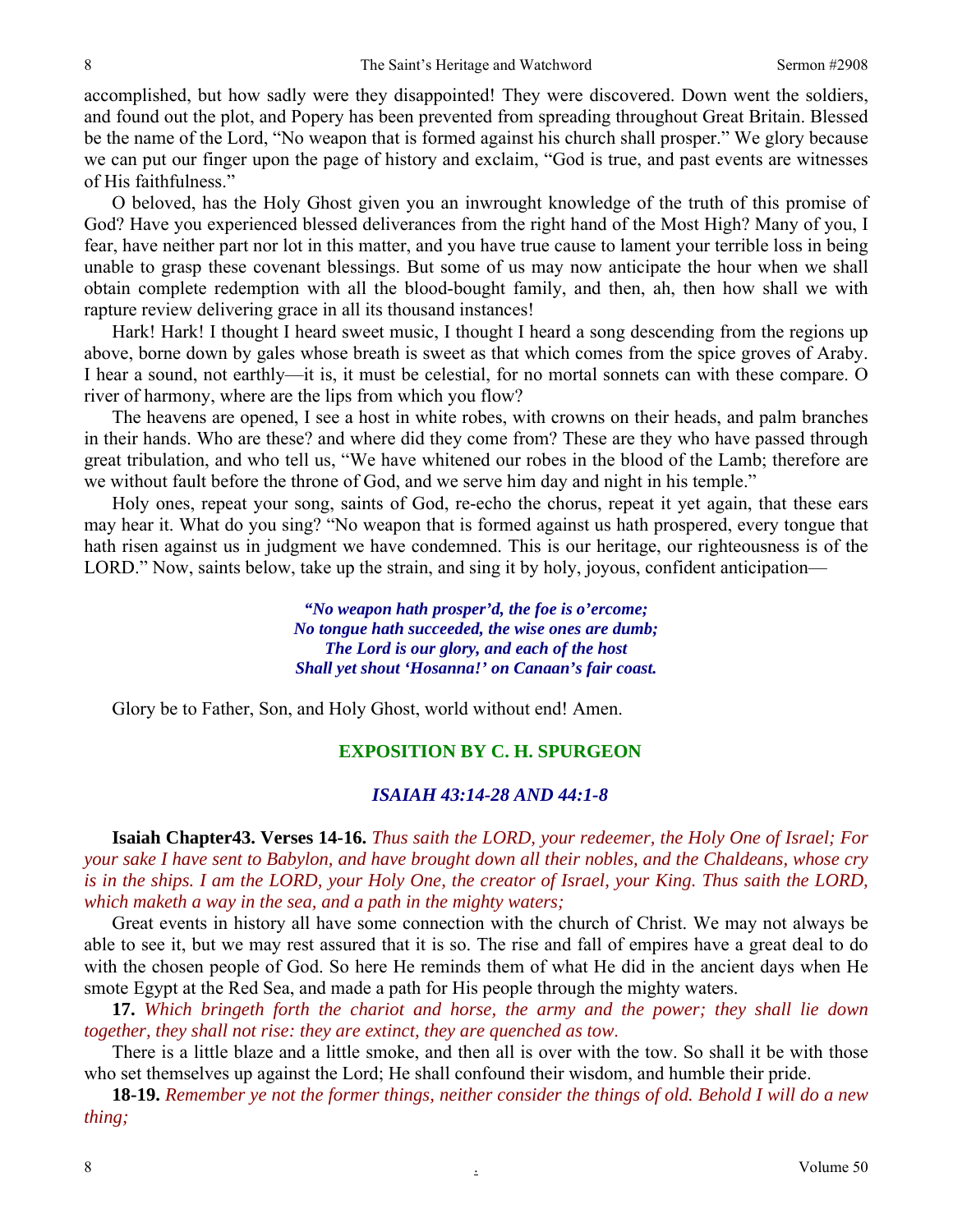accomplished, but how sadly were they disappointed! They were discovered. Down went the soldiers, and found out the plot, and Popery has been prevented from spreading throughout Great Britain. Blessed be the name of the Lord, "No weapon that is formed against his church shall prosper." We glory because we can put our finger upon the page of history and exclaim, "God is true, and past events are witnesses of His faithfulness."

O beloved, has the Holy Ghost given you an inwrought knowledge of the truth of this promise of God? Have you experienced blessed deliverances from the right hand of the Most High? Many of you, I fear, have neither part nor lot in this matter, and you have true cause to lament your terrible loss in being unable to grasp these covenant blessings. But some of us may now anticipate the hour when we shall obtain complete redemption with all the blood-bought family, and then, ah, then how shall we with rapture review delivering grace in all its thousand instances!

Hark! Hark! I thought I heard sweet music, I thought I heard a song descending from the regions up above, borne down by gales whose breath is sweet as that which comes from the spice groves of Araby. I hear a sound, not earthly—it is, it must be celestial, for no mortal sonnets can with these compare. O river of harmony, where are the lips from which you flow?

The heavens are opened, I see a host in white robes, with crowns on their heads, and palm branches in their hands. Who are these? and where did they come from? These are they who have passed through great tribulation, and who tell us, "We have whitened our robes in the blood of the Lamb; therefore are we without fault before the throne of God, and we serve him day and night in his temple."

Holy ones, repeat your song, saints of God, re-echo the chorus, repeat it yet again, that these ears may hear it. What do you sing? "No weapon that is formed against us hath prospered, every tongue that hath risen against us in judgment we have condemned. This is our heritage, our righteousness is of the LORD." Now, saints below, take up the strain, and sing it by holy, joyous, confident anticipation—

> ***"No weapon hath prosper'd, the foe is o'ercome;***
> ***No tongue hath succeeded, the wise ones are dumb;***
> ***The Lord is our glory, and each of the host***
> ***Shall yet shout 'Hosanna!' on Canaan's fair coast.***

Glory be to Father, Son, and Holy Ghost, world without end! Amen.

## EXPOSITION BY C. H. SPURGEON

### *ISAIAH 43:14-28 AND 44:1-8*

**Isaiah Chapter43. Verses 14-16.** *Thus saith the LORD, your redeemer, the Holy One of Israel; For your sake I have sent to Babylon, and have brought down all their nobles, and the Chaldeans, whose cry is in the ships. I am the LORD, your Holy One, the creator of Israel, your King. Thus saith the LORD, which maketh a way in the sea, and a path in the mighty waters;*

Great events in history all have some connection with the church of Christ. We may not always be able to see it, but we may rest assured that it is so. The rise and fall of empires have a great deal to do with the chosen people of God. So here He reminds them of what He did in the ancient days when He smote Egypt at the Red Sea, and made a path for His people through the mighty waters.

**17.** *Which bringeth forth the chariot and horse, the army and the power; they shall lie down together, they shall not rise: they are extinct, they are quenched as tow.*

There is a little blaze and a little smoke, and then all is over with the tow. So shall it be with those who set themselves up against the Lord; He shall confound their wisdom, and humble their pride.

**18-19.** *Remember ye not the former things, neither consider the things of old. Behold I will do a new thing;*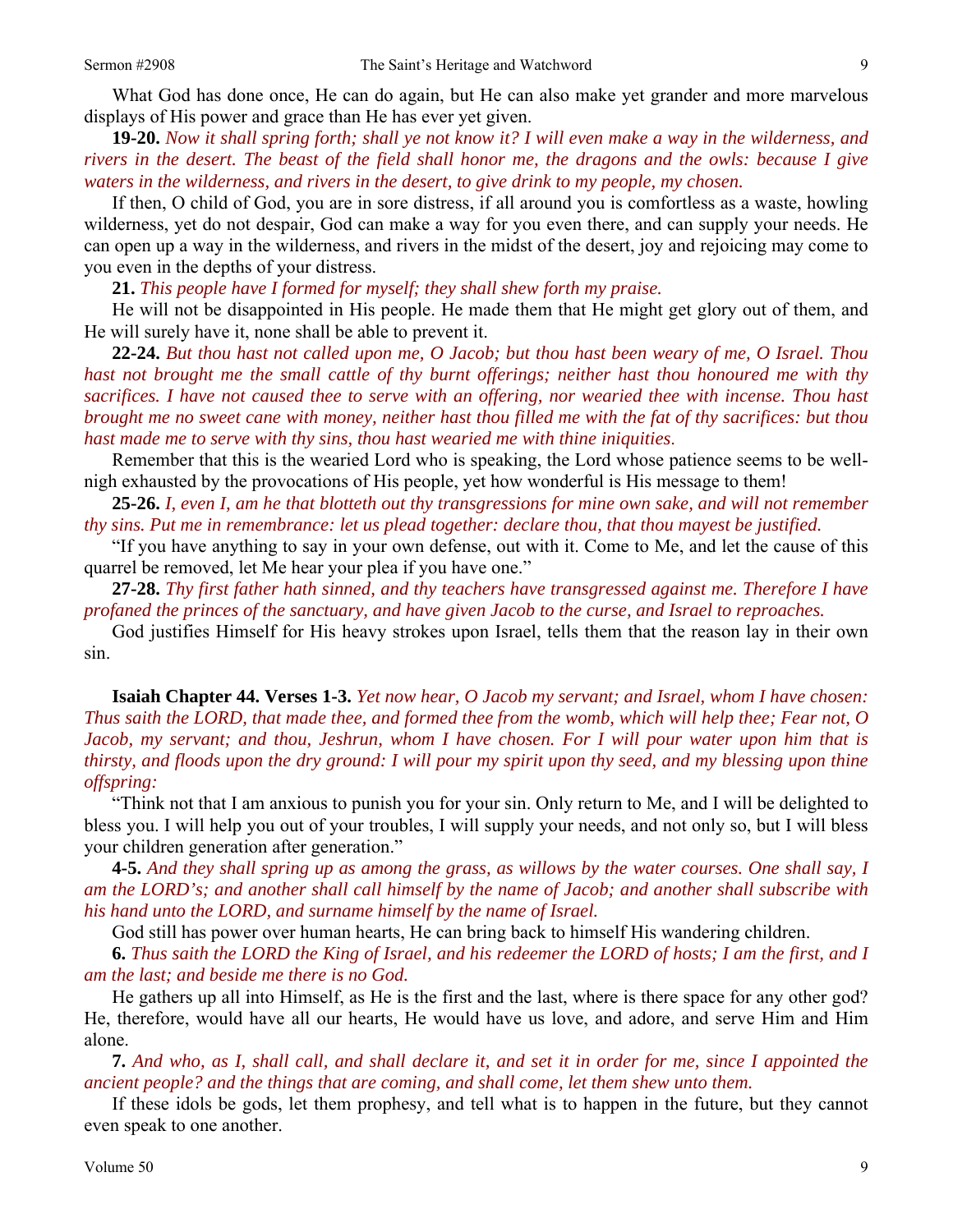What God has done once, He can do again, but He can also make yet grander and more marvelous displays of His power and grace than He has ever yet given.

**19-20.** *Now it shall spring forth; shall ye not know it? I will even make a way in the wilderness, and rivers in the desert. The beast of the field shall honor me, the dragons and the owls: because I give waters in the wilderness, and rivers in the desert, to give drink to my people, my chosen.*

If then, O child of God, you are in sore distress, if all around you is comfortless as a waste, howling wilderness, yet do not despair, God can make a way for you even there, and can supply your needs. He can open up a way in the wilderness, and rivers in the midst of the desert, joy and rejoicing may come to you even in the depths of your distress.

**21.** *This people have I formed for myself; they shall shew forth my praise.*

He will not be disappointed in His people. He made them that He might get glory out of them, and He will surely have it, none shall be able to prevent it.

**22-24.** *But thou hast not called upon me, O Jacob; but thou hast been weary of me, O Israel. Thou hast not brought me the small cattle of thy burnt offerings; neither hast thou honoured me with thy sacrifices. I have not caused thee to serve with an offering, nor wearied thee with incense. Thou hast brought me no sweet cane with money, neither hast thou filled me with the fat of thy sacrifices: but thou hast made me to serve with thy sins, thou hast wearied me with thine iniquities.*

Remember that this is the wearied Lord who is speaking, the Lord whose patience seems to be well-nigh exhausted by the provocations of His people, yet how wonderful is His message to them!

**25-26.** *I, even I, am he that blotteth out thy transgressions for mine own sake, and will not remember thy sins. Put me in remembrance: let us plead together: declare thou, that thou mayest be justified.*

"If you have anything to say in your own defense, out with it. Come to Me, and let the cause of this quarrel be removed, let Me hear your plea if you have one."

**27-28.** *Thy first father hath sinned, and thy teachers have transgressed against me. Therefore I have profaned the princes of the sanctuary, and have given Jacob to the curse, and Israel to reproaches.*

God justifies Himself for His heavy strokes upon Israel, tells them that the reason lay in their own sin.

**Isaiah Chapter 44. Verses 1-3.** *Yet now hear, O Jacob my servant; and Israel, whom I have chosen: Thus saith the LORD, that made thee, and formed thee from the womb, which will help thee; Fear not, O Jacob, my servant; and thou, Jeshrun, whom I have chosen. For I will pour water upon him that is thirsty, and floods upon the dry ground: I will pour my spirit upon thy seed, and my blessing upon thine offspring:*

"Think not that I am anxious to punish you for your sin. Only return to Me, and I will be delighted to bless you. I will help you out of your troubles, I will supply your needs, and not only so, but I will bless your children generation after generation."

**4-5.** *And they shall spring up as among the grass, as willows by the water courses. One shall say, I am the LORD's; and another shall call himself by the name of Jacob; and another shall subscribe with his hand unto the LORD, and surname himself by the name of Israel.*

God still has power over human hearts, He can bring back to himself His wandering children.

**6.** *Thus saith the LORD the King of Israel, and his redeemer the LORD of hosts; I am the first, and I am the last; and beside me there is no God.*

He gathers up all into Himself, as He is the first and the last, where is there space for any other god? He, therefore, would have all our hearts, He would have us love, and adore, and serve Him and Him alone.

**7.** *And who, as I, shall call, and shall declare it, and set it in order for me, since I appointed the ancient people? and the things that are coming, and shall come, let them shew unto them.*

If these idols be gods, let them prophesy, and tell what is to happen in the future, but they cannot even speak to one another.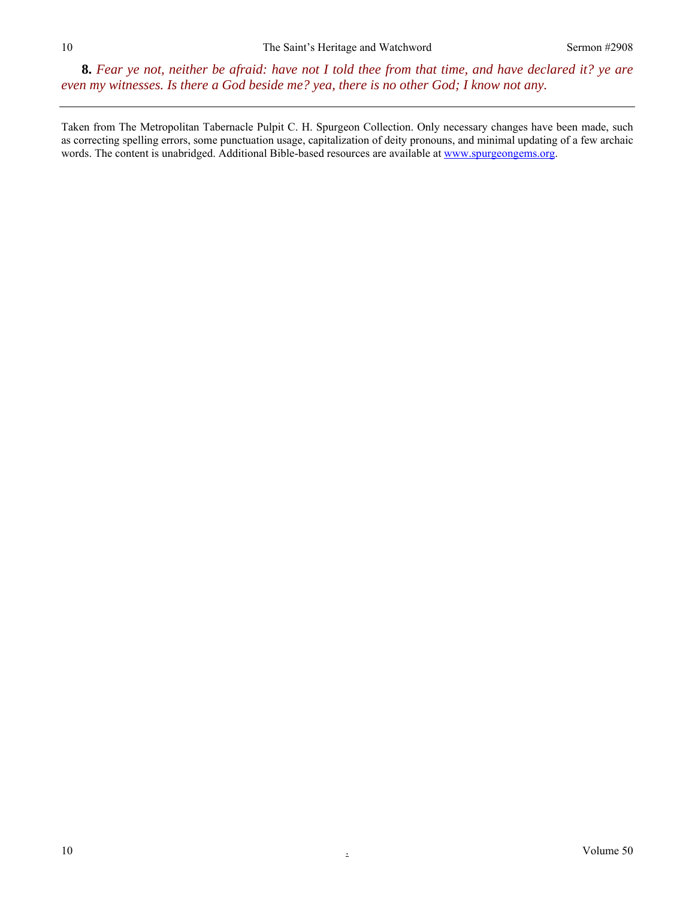**8.** *Fear ye not, neither be afraid: have not I told thee from that time, and have declared it? ye are even my witnesses. Is there a God beside me? yea, there is no other God; I know not any.*

---

Taken from The Metropolitan Tabernacle Pulpit C. H. Spurgeon Collection. Only necessary changes have been made, such as correcting spelling errors, some punctuation usage, capitalization of deity pronouns, and minimal updating of a few archaic words. The content is unabridged. Additional Bible-based resources are available at www.spurgeongems.org.